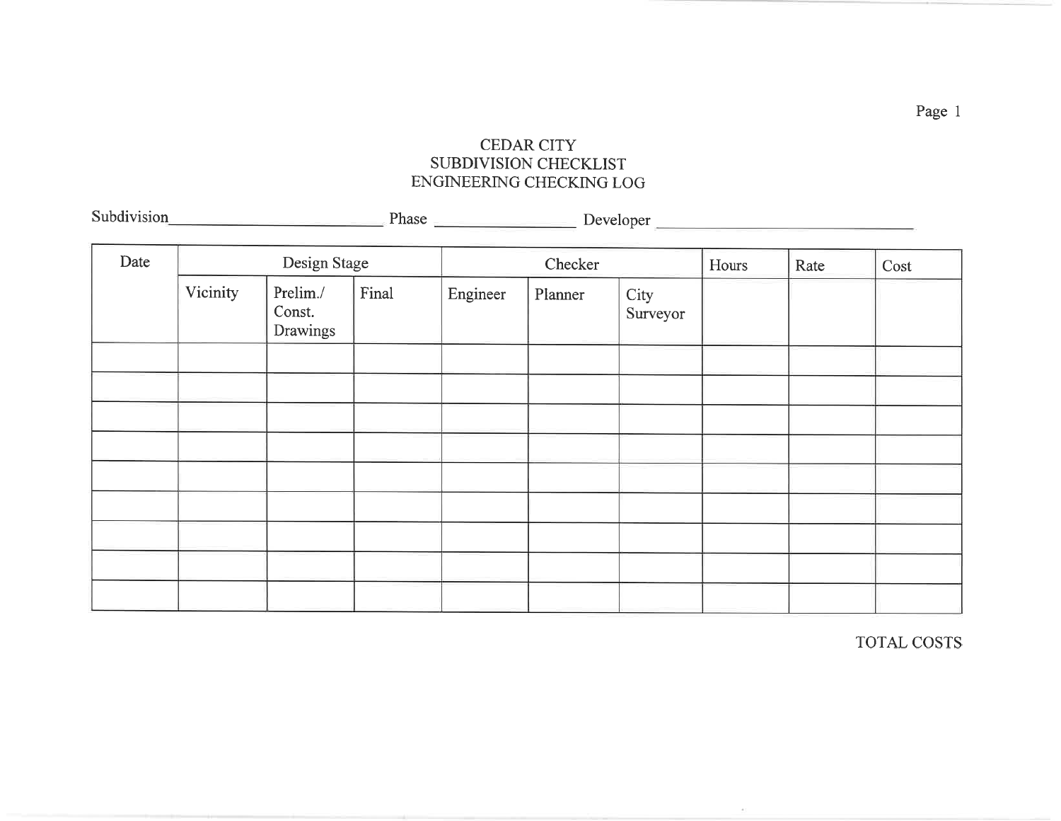# CEDAR CITY
## SUBDIVISION CHECKLIST
## ENGINEERING CHECKING LOG

Subdivision________________________ Phase ________________ Developer ____________________________

| Date | Design Stage | | | Checker | | | Hours | Rate | Cost |
|---|---|---|---|---|---|---|---|---|---|
| | Vicinity | Prelim./ Const. Drawings | Final | Engineer | Planner | City Surveyor | | | |
| | | | | | | | | | |
| | | | | | | | | | |
| | | | | | | | | | |
| | | | | | | | | | |
| | | | | | | | | | |
| | | | | | | | | | |
| | | | | | | | | | |
| | | | | | | | | | |
| | | | | | | | | | |

TOTAL COSTS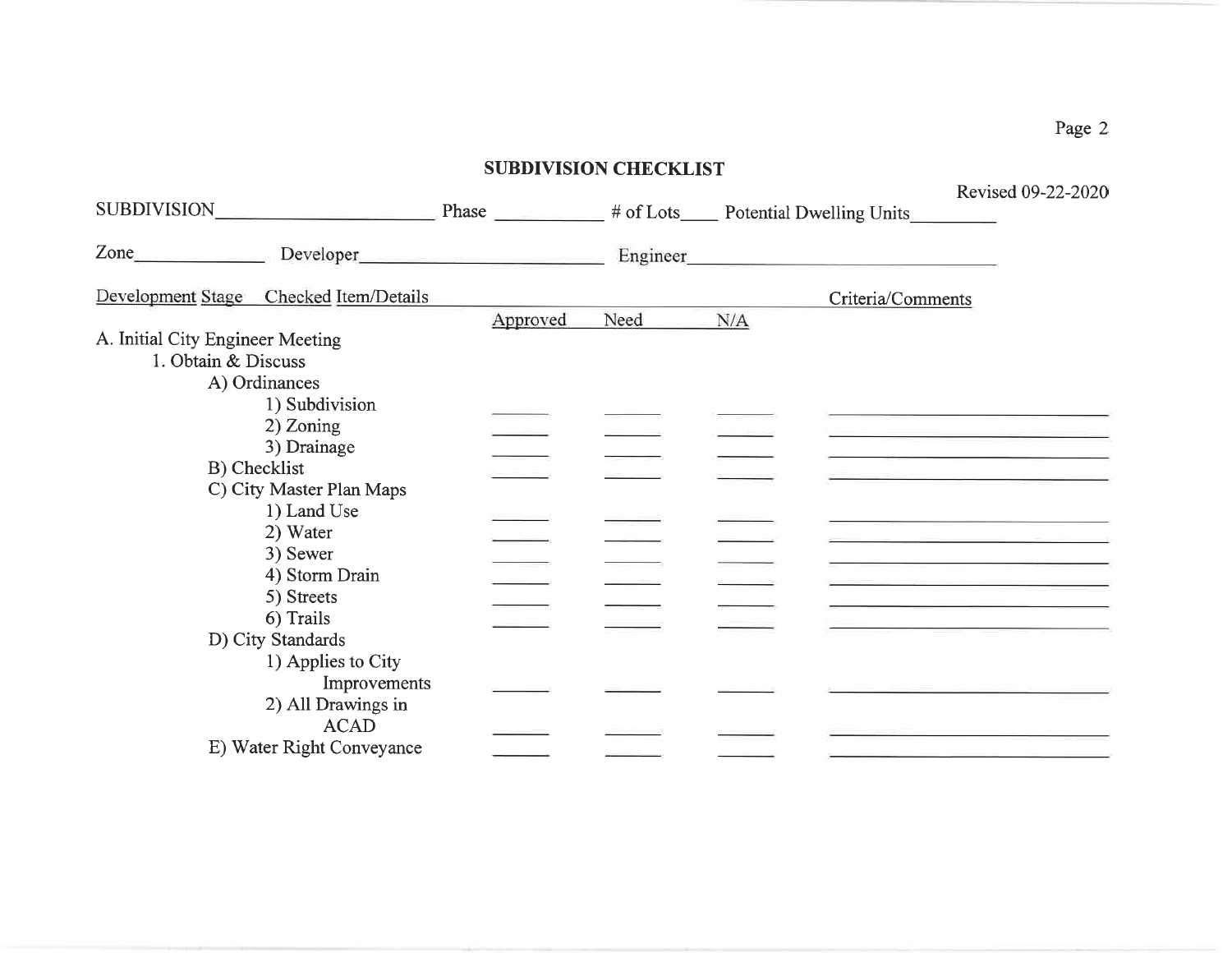## SUBDIVISION CHECKLIST

Revised 09-22-2020

SUBDIVISION______________________ Phase __________ # of Lots____ Potential Dwelling Units________

Zone_____________ Developer________________________ Engineer_______________________________

| Development Stage   Checked Item/Details | Approved | Need | N/A | Criteria/Comments |
|---|---|---|---|---|
| A. Initial City Engineer Meeting | | | | |
| 1. Obtain & Discuss | | | | |
| A) Ordinances | | | | |
| 1) Subdivision | ______ | ______ | ______ | ______________________________ |
| 2) Zoning | ______ | ______ | ______ | ______________________________ |
| 3) Drainage | ______ | ______ | ______ | ______________________________ |
| B) Checklist | ______ | ______ | ______ | ______________________________ |
| C) City Master Plan Maps | | | | |
| 1) Land Use | ______ | ______ | ______ | ______________________________ |
| 2) Water | ______ | ______ | ______ | ______________________________ |
| 3) Sewer | ______ | ______ | ______ | ______________________________ |
| 4) Storm Drain | ______ | ______ | ______ | ______________________________ |
| 5) Streets | ______ | ______ | ______ | ______________________________ |
| 6) Trails | ______ | ______ | ______ | ______________________________ |
| D) City Standards | | | | |
| 1) Applies to City Improvements | ______ | ______ | ______ | ______________________________ |
| 2) All Drawings in ACAD | ______ | ______ | ______ | ______________________________ |
| E) Water Right Conveyance | ______ | ______ | ______ | ______________________________ |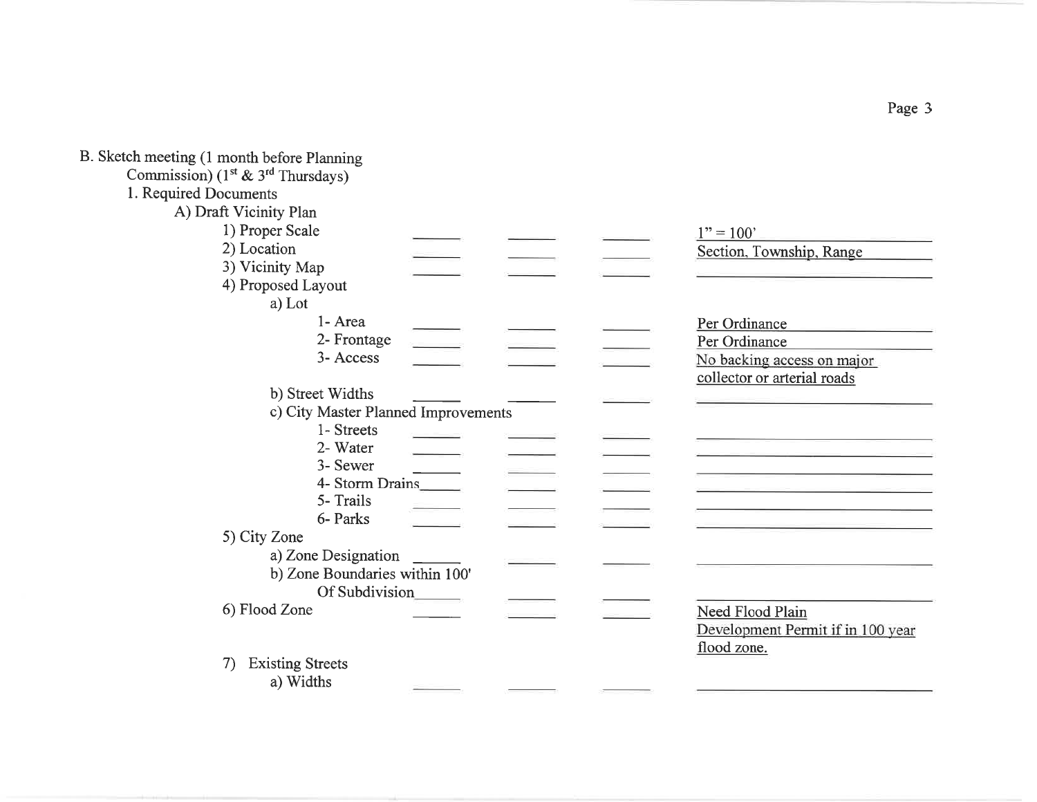B. Sketch meeting (1 month before Planning Commission) (1st & 3rd Thursdays)

1. Required Documents

A) Draft Vicinity Plan

| Item | | | | Notes |
|---|---|---|---|---|
| 1) Proper Scale | ______ | ______ | ______ | 1" = 100' |
| 2) Location | ______ | ______ | ______ | Section, Township, Range |
| 3) Vicinity Map | ______ | ______ | ______ | |
| 4) Proposed Layout | | | | |
| a) Lot | | | | |
| 1- Area | ______ | ______ | ______ | Per Ordinance |
| 2- Frontage | ______ | ______ | ______ | Per Ordinance |
| 3- Access | ______ | ______ | ______ | No backing access on major collector or arterial roads |
| b) Street Widths | ______ | ______ | ______ | |
| c) City Master Planned Improvements | | | | |
| 1- Streets | ______ | ______ | ______ | |
| 2- Water | ______ | ______ | ______ | |
| 3- Sewer | ______ | ______ | ______ | |
| 4- Storm Drains | ______ | ______ | ______ | |
| 5- Trails | ______ | ______ | ______ | |
| 6- Parks | ______ | ______ | ______ | |
| 5) City Zone | | | | |
| a) Zone Designation | ______ | ______ | ______ | |
| b) Zone Boundaries within 100' Of Subdivision | ______ | ______ | ______ | |
| 6) Flood Zone | ______ | ______ | ______ | Need Flood Plain Development Permit if in 100 year flood zone. |
| 7) Existing Streets | | | | |
| a) Widths | ______ | ______ | ______ | |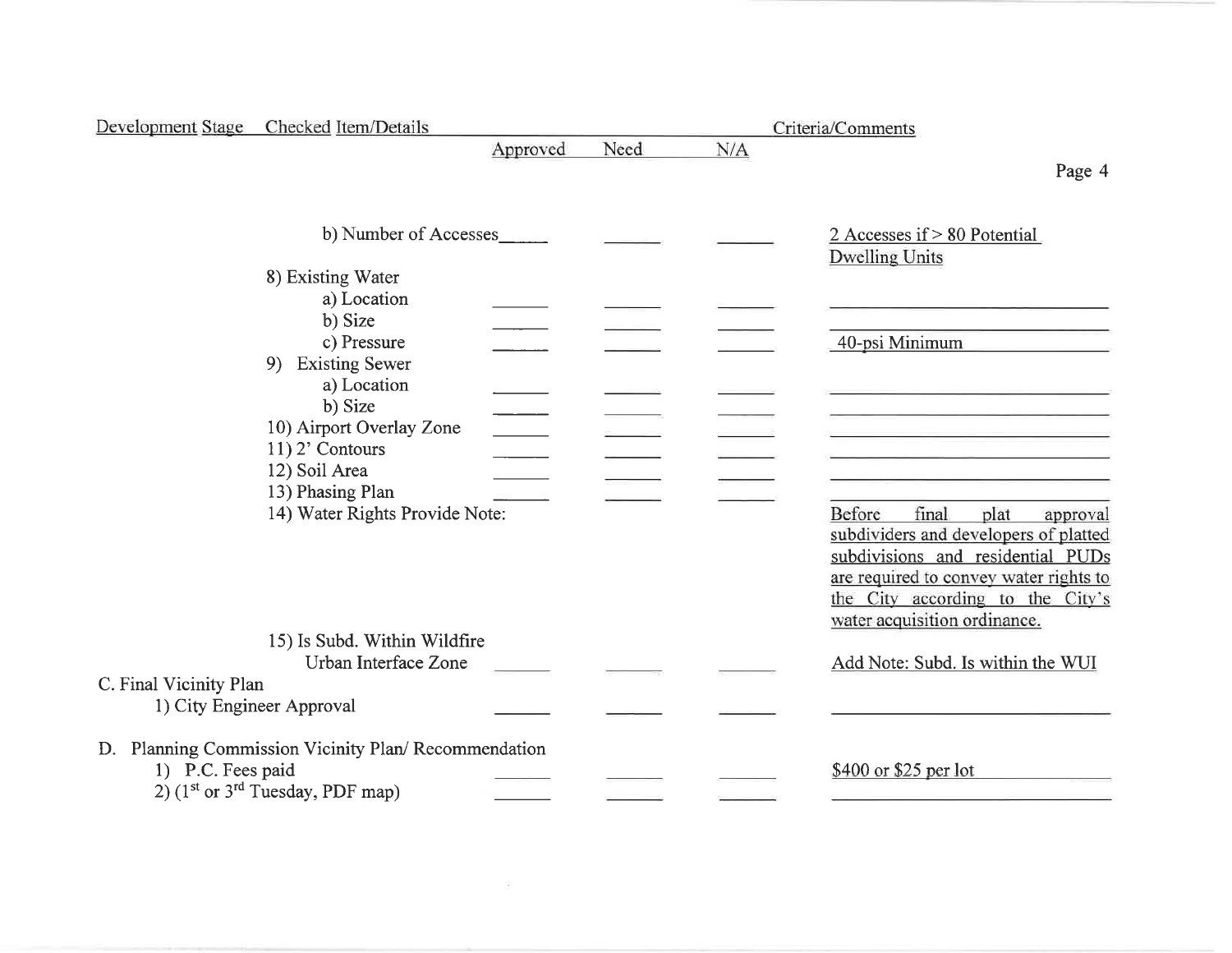| Development Stage | Checked Item/Details | Approved | Need | N/A | Criteria/Comments |
| --- | --- | --- | --- | --- | --- |
| | b) Number of Accesses | | | | 2 Accesses if > 80 Potential Dwelling Units |
| | 8) Existing Water | | | | |
| | a) Location | | | | |
| | b) Size | | | | |
| | c) Pressure | | | | 40-psi Minimum |
| | 9) Existing Sewer | | | | |
| | a) Location | | | | |
| | b) Size | | | | |
| | 10) Airport Overlay Zone | | | | |
| | 11) 2' Contours | | | | |
| | 12) Soil Area | | | | |
| | 13) Phasing Plan | | | | |
| | 14) Water Rights Provide Note: | | | | Before final plat approval subdividers and developers of platted subdivisions and residential PUDs are required to convey water rights to the City according to the City's water acquisition ordinance. |
| | 15) Is Subd. Within Wildfire Urban Interface Zone | | | | Add Note: Subd. Is within the WUI |
| C. Final Vicinity Plan | | | | | |
| | 1) City Engineer Approval | | | | |
| D. Planning Commission Vicinity Plan/ Recommendation | | | | | |
| | 1) P.C. Fees paid | | | | \$400 or \$25 per lot |
| | 2) (1st or 3rd Tuesday, PDF map) | | | | |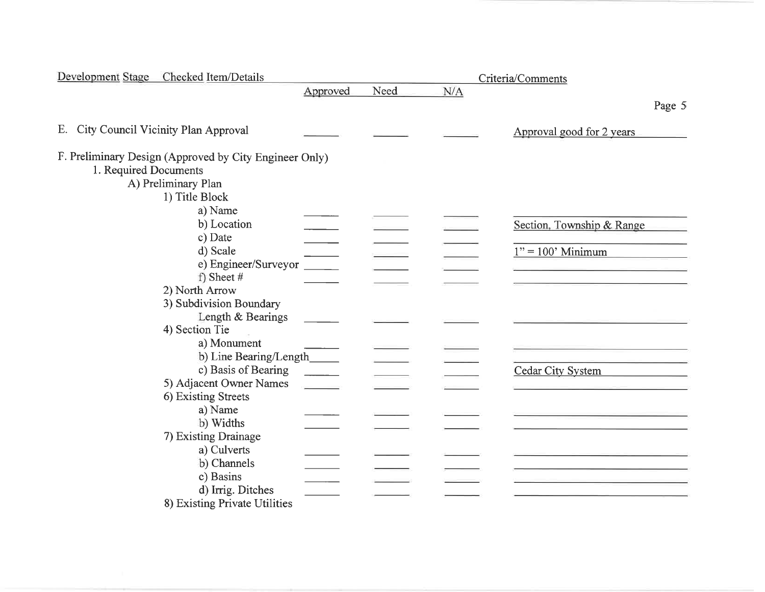| Development Stage Checked Item/Details | Approved | Need | N/A | Criteria/Comments |
|---|---|---|---|---|
| E. City Council Vicinity Plan Approval | | | | Approval good for 2 years |
| F. Preliminary Design (Approved by City Engineer Only) | | | | |
| 1. Required Documents | | | | |
| A) Preliminary Plan | | | | |
| 1) Title Block | | | | |
| a) Name | | | | |
| b) Location | | | | Section, Township & Range |
| c) Date | | | | |
| d) Scale | | | | 1" = 100' Minimum |
| e) Engineer/Surveyor | | | | |
| f) Sheet # | | | | |
| 2) North Arrow | | | | |
| 3) Subdivision Boundary | | | | |
| Length & Bearings | | | | |
| 4) Section Tie | | | | |
| a) Monument | | | | |
| b) Line Bearing/Length | | | | |
| c) Basis of Bearing | | | | Cedar City System |
| 5) Adjacent Owner Names | | | | |
| 6) Existing Streets | | | | |
| a) Name | | | | |
| b) Widths | | | | |
| 7) Existing Drainage | | | | |
| a) Culverts | | | | |
| b) Channels | | | | |
| c) Basins | | | | |
| d) Irrig. Ditches | | | | |
| 8) Existing Private Utilities | | | | |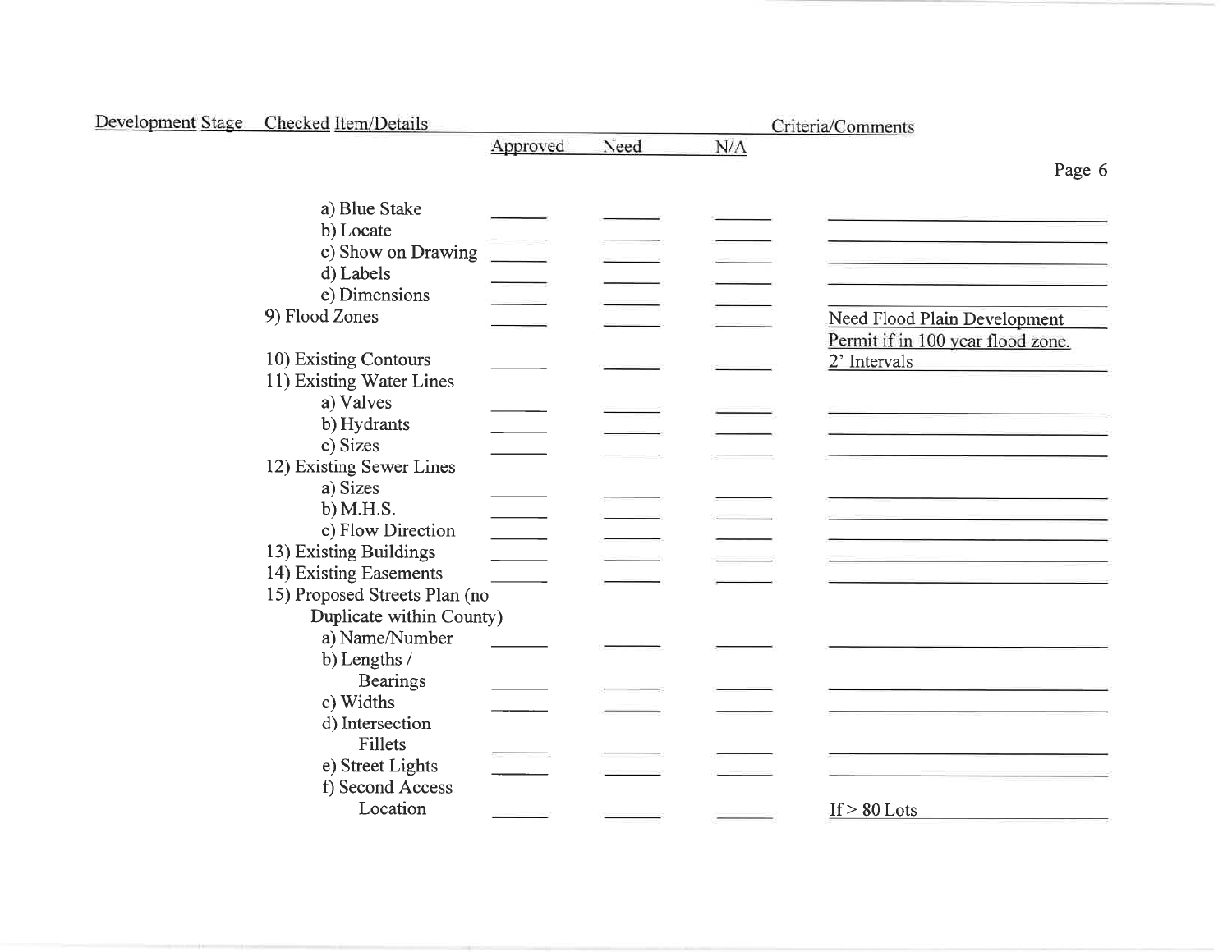| Development Stage | Checked Item/Details | Approved | Need | N/A | Criteria/Comments |
|---|---|---|---|---|---|
| | a) Blue Stake | | | | |
| | b) Locate | | | | |
| | c) Show on Drawing | | | | |
| | d) Labels | | | | |
| | e) Dimensions | | | | |
| | 9) Flood Zones | | | | Need Flood Plain Development Permit if in 100 year flood zone. |
| | 10) Existing Contours | | | | 2' Intervals |
| | 11) Existing Water Lines | | | | |
| | a) Valves | | | | |
| | b) Hydrants | | | | |
| | c) Sizes | | | | |
| | 12) Existing Sewer Lines | | | | |
| | a) Sizes | | | | |
| | b) M.H.S. | | | | |
| | c) Flow Direction | | | | |
| | 13) Existing Buildings | | | | |
| | 14) Existing Easements | | | | |
| | 15) Proposed Streets Plan (no Duplicate within County) | | | | |
| | a) Name/Number | | | | |
| | b) Lengths / Bearings | | | | |
| | c) Widths | | | | |
| | d) Intersection Fillets | | | | |
| | e) Street Lights | | | | |
| | f) Second Access Location | | | | If > 80 Lots |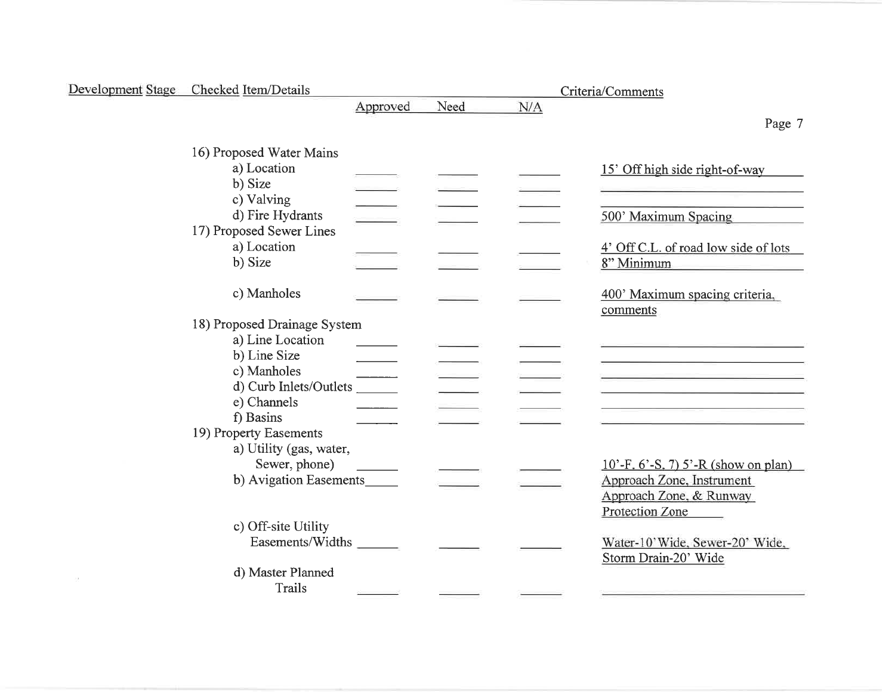| Development Stage | Checked Item/Details | Approved | Need | N/A | Criteria/Comments |
|---|---|---|---|---|---|
| | 16) Proposed Water Mains | | | | |
| | a) Location | | | | 15' Off high side right-of-way |
| | b) Size | | | | |
| | c) Valving | | | | |
| | d) Fire Hydrants | | | | 500' Maximum Spacing |
| | 17) Proposed Sewer Lines | | | | |
| | a) Location | | | | 4' Off C.L. of road low side of lots |
| | b) Size | | | | 8" Minimum |
| | c) Manholes | | | | 400' Maximum spacing criteria, comments |
| | 18) Proposed Drainage System | | | | |
| | a) Line Location | | | | |
| | b) Line Size | | | | |
| | c) Manholes | | | | |
| | d) Curb Inlets/Outlets | | | | |
| | e) Channels | | | | |
| | f) Basins | | | | |
| | 19) Property Easements | | | | |
| | a) Utility (gas, water, Sewer, phone) | | | | 10'-F, 6'-S, 7) 5'-R (show on plan) |
| | b) Avigation Easements | | | | Approach Zone, Instrument Approach Zone, & Runway Protection Zone |
| | c) Off-site Utility Easements/Widths | | | | Water-10' Wide, Sewer-20' Wide, Storm Drain-20' Wide |
| | d) Master Planned Trails | | | | |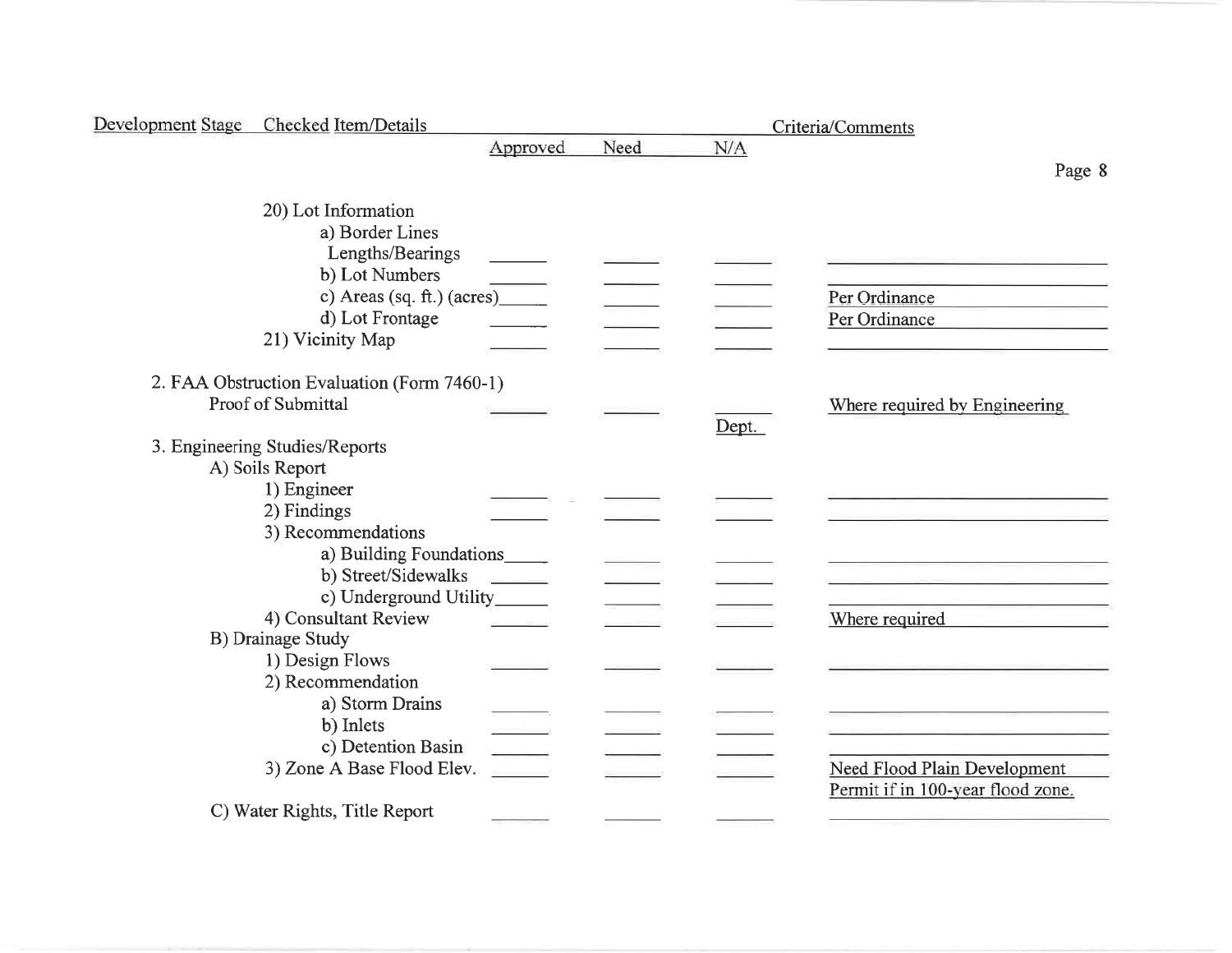| Development Stage | Checked Item/Details | Approved | Need | N/A | Criteria/Comments |
|---|---|---|---|---|---|
| | 20) Lot Information | | | | |
| | a) Border Lines Lengths/Bearings | | | | |
| | b) Lot Numbers | | | | |
| | c) Areas (sq. ft.) (acres) | | | | Per Ordinance |
| | d) Lot Frontage | | | | Per Ordinance |
| | 21) Vicinity Map | | | | |
| | 2. FAA Obstruction Evaluation (Form 7460-1) Proof of Submittal | | | | Where required by Engineering Dept. |
| | 3. Engineering Studies/Reports | | | | |
| | A) Soils Report | | | | |
| | 1) Engineer | | | | |
| | 2) Findings | | | | |
| | 3) Recommendations | | | | |
| | a) Building Foundations | | | | |
| | b) Street/Sidewalks | | | | |
| | c) Underground Utility | | | | |
| | 4) Consultant Review | | | | Where required |
| | B) Drainage Study | | | | |
| | 1) Design Flows | | | | |
| | 2) Recommendation | | | | |
| | a) Storm Drains | | | | |
| | b) Inlets | | | | |
| | c) Detention Basin | | | | |
| | 3) Zone A Base Flood Elev. | | | | Need Flood Plain Development Permit if in 100-year flood zone. |
| | C) Water Rights, Title Report | | | | |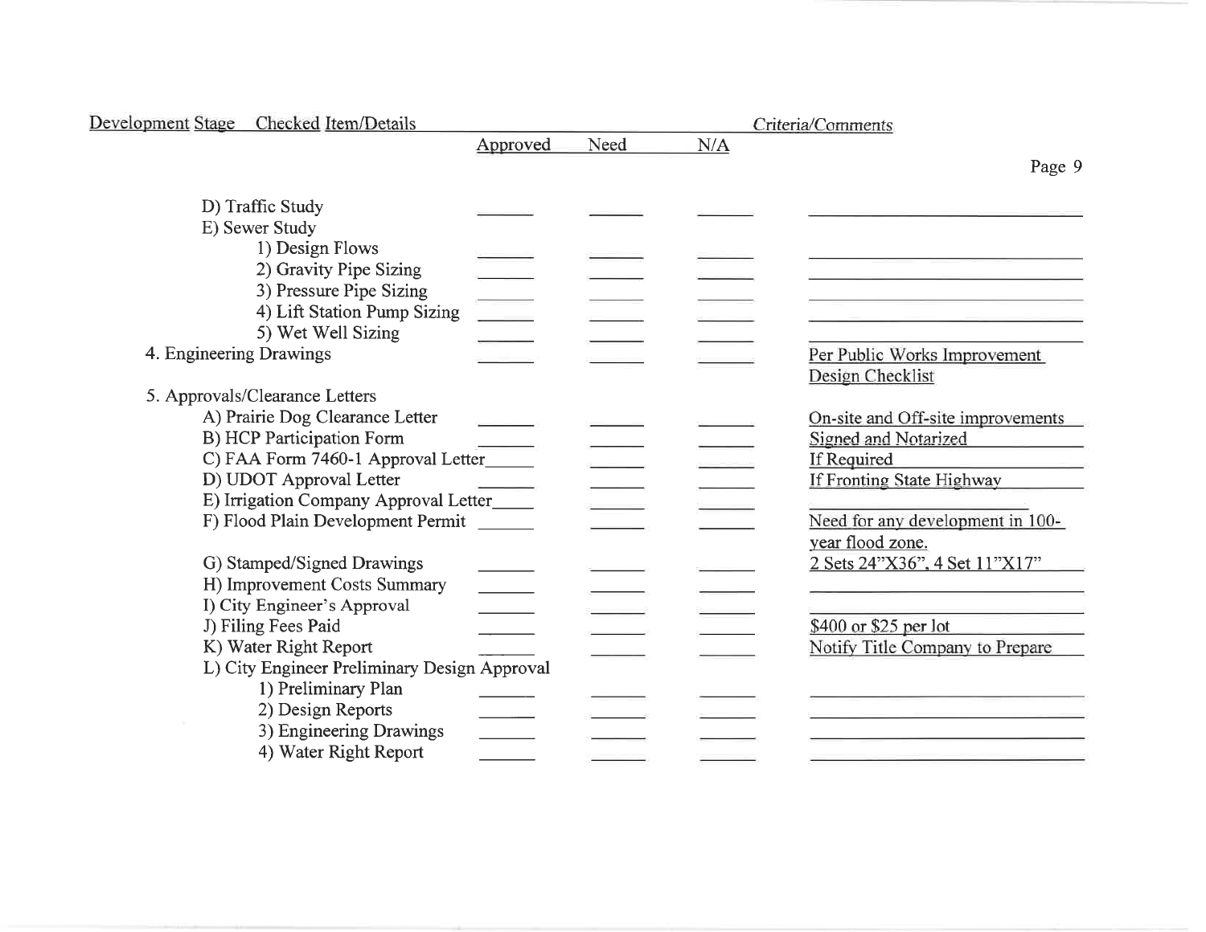| Development Stage Checked Item/Details | Approved | Need | N/A | Criteria/Comments |
| --- | --- | --- | --- | --- |
| D) Traffic Study | | | | |
| E) Sewer Study | | | | |
| 1) Design Flows | | | | |
| 2) Gravity Pipe Sizing | | | | |
| 3) Pressure Pipe Sizing | | | | |
| 4) Lift Station Pump Sizing | | | | |
| 5) Wet Well Sizing | | | | |
| 4. Engineering Drawings | | | | Per Public Works Improvement Design Checklist |
| 5. Approvals/Clearance Letters | | | | |
| A) Prairie Dog Clearance Letter | | | | On-site and Off-site improvements |
| B) HCP Participation Form | | | | Signed and Notarized |
| C) FAA Form 7460-1 Approval Letter | | | | If Required |
| D) UDOT Approval Letter | | | | If Fronting State Highway |
| E) Irrigation Company Approval Letter | | | | |
| F) Flood Plain Development Permit | | | | Need for any development in 100-year flood zone. |
| G) Stamped/Signed Drawings | | | | 2 Sets 24"X36", 4 Set 11"X17" |
| H) Improvement Costs Summary | | | | |
| I) City Engineer's Approval | | | | |
| J) Filing Fees Paid | | | | $400 or $25 per lot |
| K) Water Right Report | | | | Notify Title Company to Prepare |
| L) City Engineer Preliminary Design Approval | | | | |
| 1) Preliminary Plan | | | | |
| 2) Design Reports | | | | |
| 3) Engineering Drawings | | | | |
| 4) Water Right Report | | | | |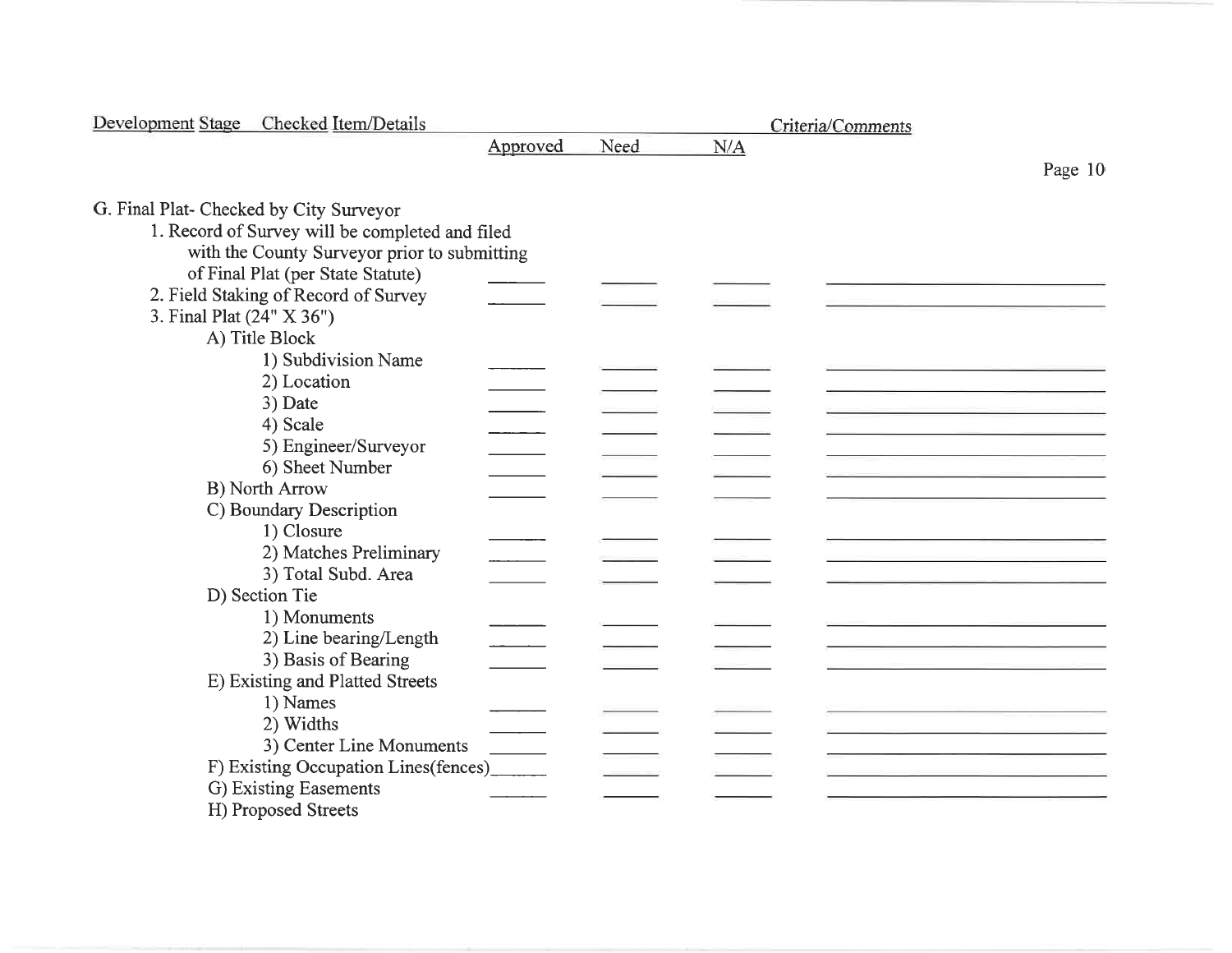| Development Stage Checked Item/Details | Approved | Need | N/A | Criteria/Comments |
|---|---|---|---|---|
| **G. Final Plat- Checked by City Surveyor** | | | | |
| 1. Record of Survey will be completed and filed with the County Surveyor prior to submitting of Final Plat (per State Statute) | ______ | ______ | ______ | ______ |
| 2. Field Staking of Record of Survey | ______ | ______ | ______ | ______ |
| 3. Final Plat (24" X 36") | | | | |
| A) Title Block | | | | |
| 1) Subdivision Name | ______ | ______ | ______ | ______ |
| 2) Location | ______ | ______ | ______ | ______ |
| 3) Date | ______ | ______ | ______ | ______ |
| 4) Scale | ______ | ______ | ______ | ______ |
| 5) Engineer/Surveyor | ______ | ______ | ______ | ______ |
| 6) Sheet Number | ______ | ______ | ______ | ______ |
| B) North Arrow | ______ | ______ | ______ | ______ |
| C) Boundary Description | | | | |
| 1) Closure | ______ | ______ | ______ | ______ |
| 2) Matches Preliminary | ______ | ______ | ______ | ______ |
| 3) Total Subd. Area | ______ | ______ | ______ | ______ |
| D) Section Tie | | | | |
| 1) Monuments | ______ | ______ | ______ | ______ |
| 2) Line bearing/Length | ______ | ______ | ______ | ______ |
| 3) Basis of Bearing | ______ | ______ | ______ | ______ |
| E) Existing and Platted Streets | | | | |
| 1) Names | ______ | ______ | ______ | ______ |
| 2) Widths | ______ | ______ | ______ | ______ |
| 3) Center Line Monuments | ______ | ______ | ______ | ______ |
| F) Existing Occupation Lines(fences) | ______ | ______ | ______ | ______ |
| G) Existing Easements | ______ | ______ | ______ | ______ |
| H) Proposed Streets | | | | |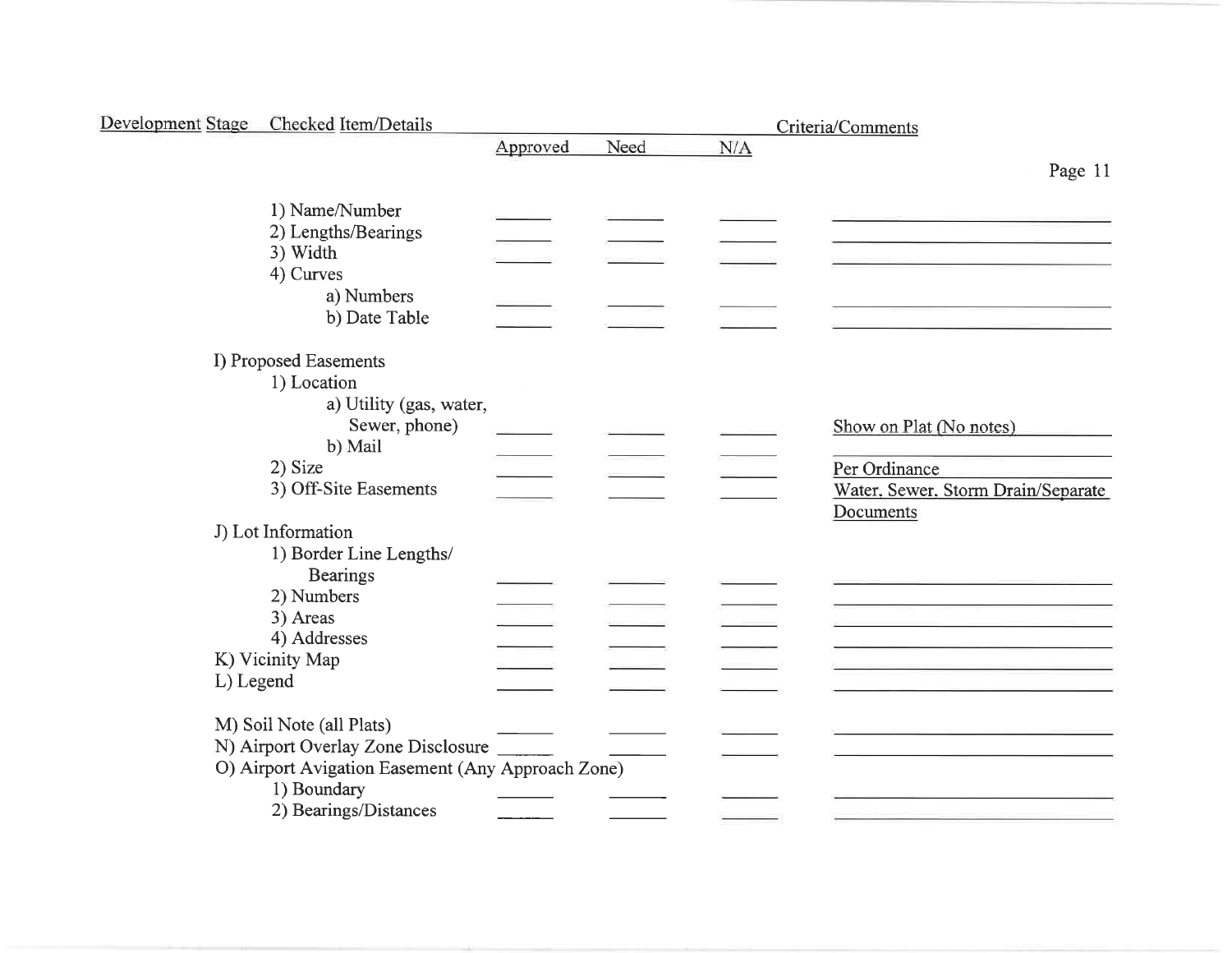| Development Stage | Checked Item/Details | Approved | Need | N/A | Criteria/Comments |
|---|---|---|---|---|---|
| | 1) Name/Number | | | | |
| | 2) Lengths/Bearings | | | | |
| | 3) Width | | | | |
| | 4) Curves | | | | |
| | a) Numbers | | | | |
| | b) Date Table | | | | |
| I) Proposed Easements | | | | | |
| | 1) Location | | | | |
| | a) Utility (gas, water, Sewer, phone) | | | | Show on Plat (No notes) |
| | b) Mail | | | | |
| | 2) Size | | | | Per Ordinance |
| | 3) Off-Site Easements | | | | Water, Sewer, Storm Drain/Separate Documents |
| J) Lot Information | | | | | |
| | 1) Border Line Lengths/ Bearings | | | | |
| | 2) Numbers | | | | |
| | 3) Areas | | | | |
| | 4) Addresses | | | | |
| K) Vicinity Map | | | | | |
| L) Legend | | | | | |
| M) Soil Note (all Plats) | | | | | |
| N) Airport Overlay Zone Disclosure | | | | | |
| O) Airport Avigation Easement (Any Approach Zone) | | | | | |
| | 1) Boundary | | | | |
| | 2) Bearings/Distances | | | | |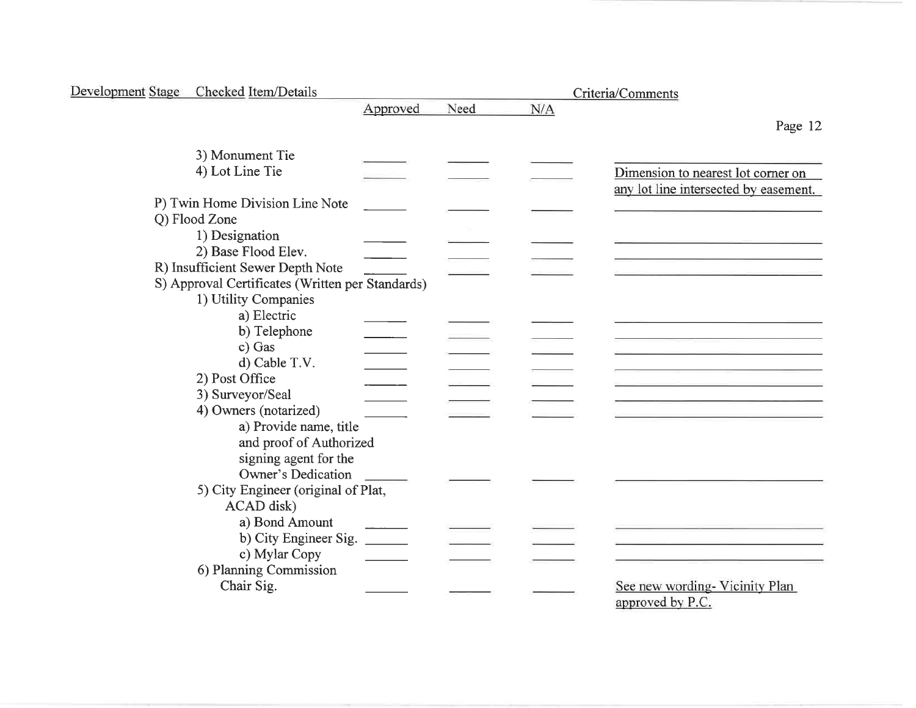| Development Stage | Checked Item/Details | Approved | Need | N/A | Criteria/Comments |
|---|---|---|---|---|---|
| | 3) Monument Tie | | | | |
| | 4) Lot Line Tie | | | | Dimension to nearest lot corner on any lot line intersected by easement. |
| | P) Twin Home Division Line Note | | | | |
| | Q) Flood Zone | | | | |
| | 1) Designation | | | | |
| | 2) Base Flood Elev. | | | | |
| | R) Insufficient Sewer Depth Note | | | | |
| | S) Approval Certificates (Written per Standards) | | | | |
| | 1) Utility Companies | | | | |
| | a) Electric | | | | |
| | b) Telephone | | | | |
| | c) Gas | | | | |
| | d) Cable T.V. | | | | |
| | 2) Post Office | | | | |
| | 3) Surveyor/Seal | | | | |
| | 4) Owners (notarized) | | | | |
| | a) Provide name, title and proof of Authorized signing agent for the Owner's Dedication | | | | |
| | 5) City Engineer (original of Plat, ACAD disk) | | | | |
| | a) Bond Amount | | | | |
| | b) City Engineer Sig. | | | | |
| | c) Mylar Copy | | | | |
| | 6) Planning Commission Chair Sig. | | | | See new wording- Vicinity Plan approved by P.C. |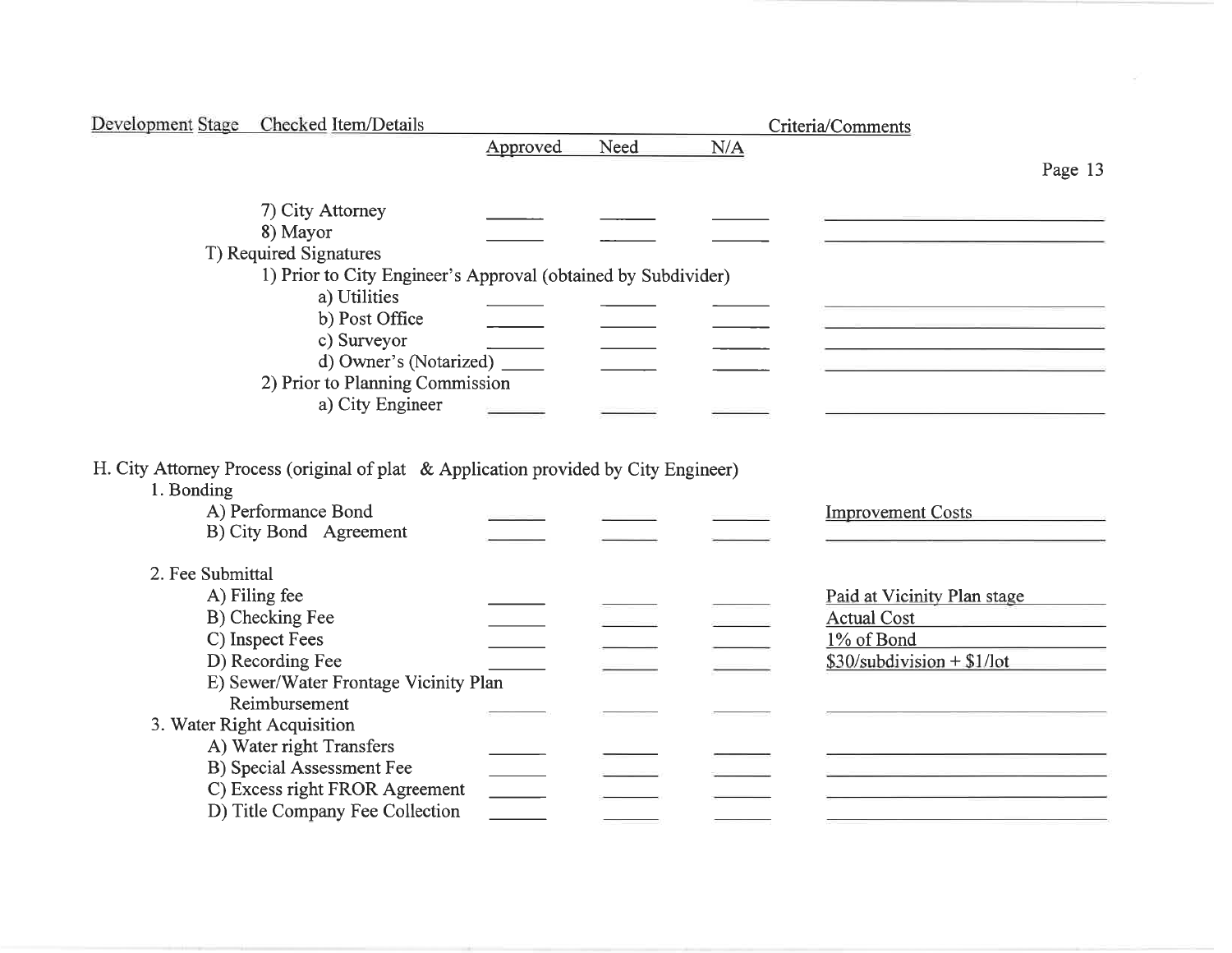| Development Stage | Checked Item/Details | Approved | Need | N/A | Criteria/Comments |
|---|---|---|---|---|---|
| | 7) City Attorney | | | | |
| | 8) Mayor | | | | |
| | T) Required Signatures | | | | |
| | 1) Prior to City Engineer's Approval (obtained by Subdivider) | | | | |
| | a) Utilities | | | | |
| | b) Post Office | | | | |
| | c) Surveyor | | | | |
| | d) Owner's (Notarized) | | | | |
| | 2) Prior to Planning Commission | | | | |
| | a) City Engineer | | | | |
| H. City Attorney Process (original of plat & Application provided by City Engineer) | | | | | |
| | 1. Bonding | | | | |
| | A) Performance Bond | | | | Improvement Costs |
| | B) City Bond Agreement | | | | |
| | 2. Fee Submittal | | | | |
| | A) Filing fee | | | | Paid at Vicinity Plan stage |
| | B) Checking Fee | | | | Actual Cost |
| | C) Inspect Fees | | | | 1% of Bond |
| | D) Recording Fee | | | | $30/subdivision + $1/lot |
| | E) Sewer/Water Frontage Vicinity Plan Reimbursement | | | | |
| | 3. Water Right Acquisition | | | | |
| | A) Water right Transfers | | | | |
| | B) Special Assessment Fee | | | | |
| | C) Excess right FROR Agreement | | | | |
| | D) Title Company Fee Collection | | | | |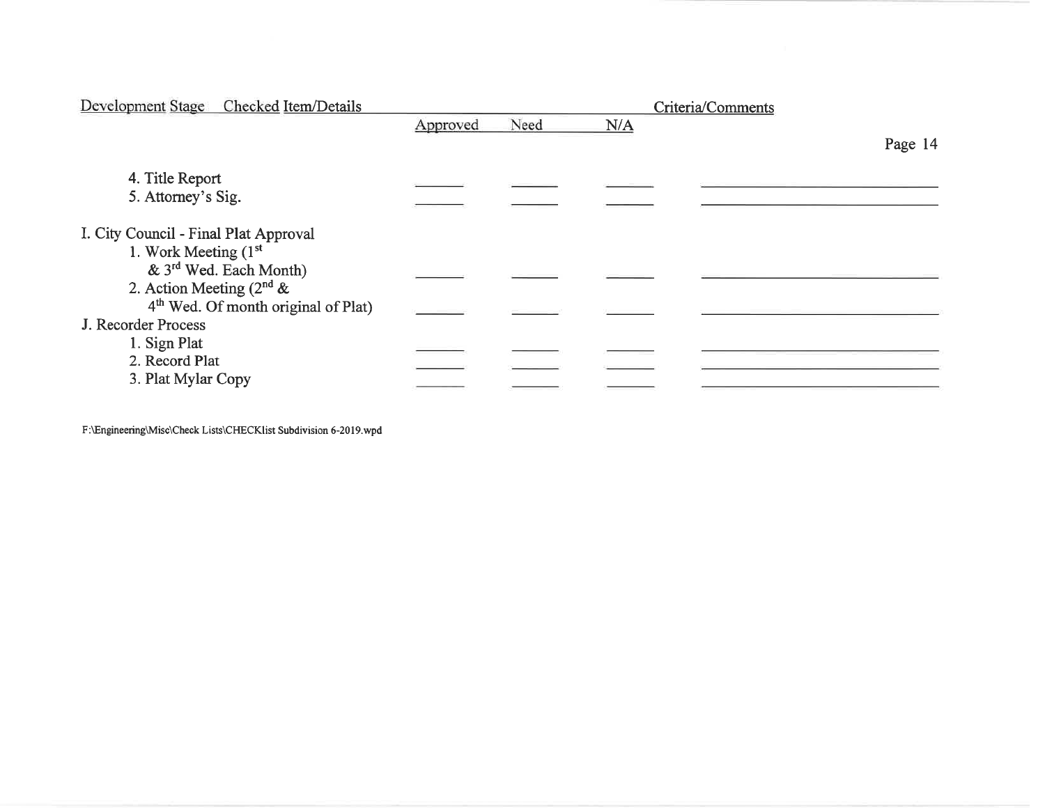| Development Stage Checked Item/Details | Approved | Need | N/A | Criteria/Comments |
| --- | --- | --- | --- | --- |
| 4. Title Report | | | | |
| 5. Attorney's Sig. | | | | |
| I. City Council - Final Plat Approval | | | | |
| 1. Work Meeting (1st & 3rd Wed. Each Month) | | | | |
| 2. Action Meeting (2nd & 4th Wed. Of month original of Plat) | | | | |
| J. Recorder Process | | | | |
| 1. Sign Plat | | | | |
| 2. Record Plat | | | | |
| 3. Plat Mylar Copy | | | | |

F:\Engineering\Misc\Check Lists\CHECKlist Subdivision 6-2019.wpd